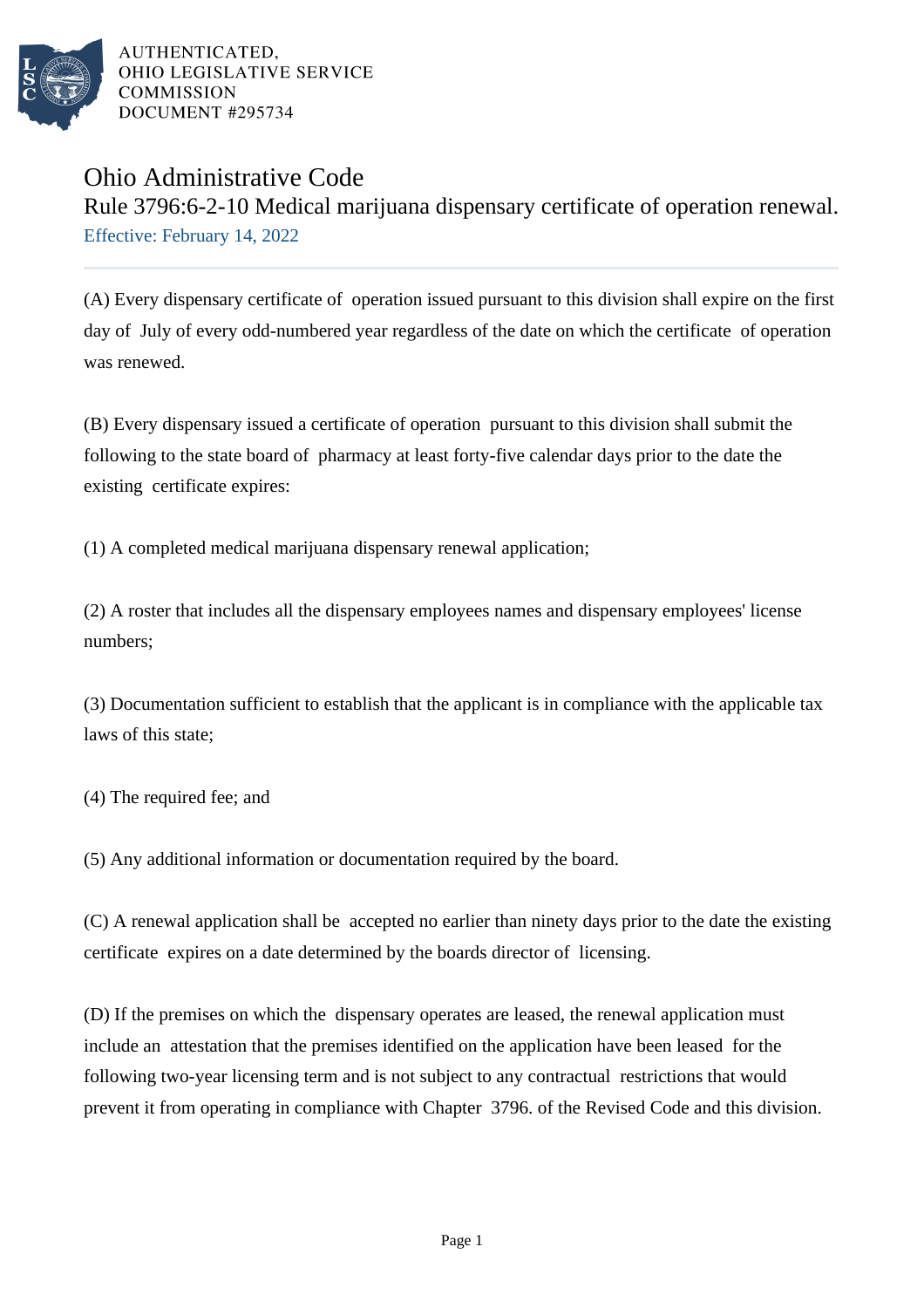AUTHENTICATED,
OHIO LEGISLATIVE SERVICE
COMMISSION
DOCUMENT #295734

# Ohio Administrative Code

## Rule 3796:6-2-10 Medical marijuana dispensary certificate of operation renewal.

Effective: February 14, 2022

(A) Every dispensary certificate of operation issued pursuant to this division shall expire on the first day of July of every odd-numbered year regardless of the date on which the certificate of operation was renewed.

(B) Every dispensary issued a certificate of operation pursuant to this division shall submit the following to the state board of pharmacy at least forty-five calendar days prior to the date the existing certificate expires:

(1) A completed medical marijuana dispensary renewal application;

(2) A roster that includes all the dispensary employees names and dispensary employees' license numbers;

(3) Documentation sufficient to establish that the applicant is in compliance with the applicable tax laws of this state;

(4) The required fee; and

(5) Any additional information or documentation required by the board.

(C) A renewal application shall be accepted no earlier than ninety days prior to the date the existing certificate expires on a date determined by the boards director of licensing.

(D) If the premises on which the dispensary operates are leased, the renewal application must include an attestation that the premises identified on the application have been leased for the following two-year licensing term and is not subject to any contractual restrictions that would prevent it from operating in compliance with Chapter 3796. of the Revised Code and this division.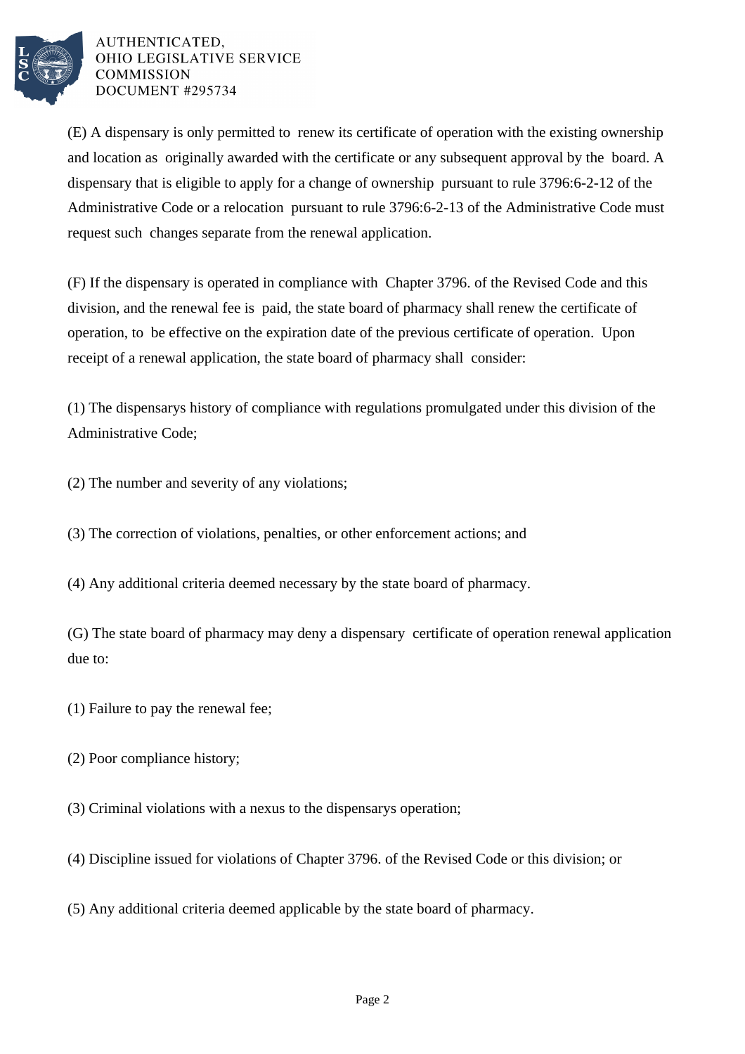(E) A dispensary is only permitted to renew its certificate of operation with the existing ownership and location as originally awarded with the certificate or any subsequent approval by the board. A dispensary that is eligible to apply for a change of ownership pursuant to rule 3796:6-2-12 of the Administrative Code or a relocation pursuant to rule 3796:6-2-13 of the Administrative Code must request such changes separate from the renewal application.

(F) If the dispensary is operated in compliance with Chapter 3796. of the Revised Code and this division, and the renewal fee is paid, the state board of pharmacy shall renew the certificate of operation, to be effective on the expiration date of the previous certificate of operation. Upon receipt of a renewal application, the state board of pharmacy shall consider:

(1) The dispensarys history of compliance with regulations promulgated under this division of the Administrative Code;

(2) The number and severity of any violations;

(3) The correction of violations, penalties, or other enforcement actions; and

(4) Any additional criteria deemed necessary by the state board of pharmacy.

(G) The state board of pharmacy may deny a dispensary certificate of operation renewal application due to:

(1) Failure to pay the renewal fee;

(2) Poor compliance history;

(3) Criminal violations with a nexus to the dispensarys operation;

(4) Discipline issued for violations of Chapter 3796. of the Revised Code or this division; or

(5) Any additional criteria deemed applicable by the state board of pharmacy.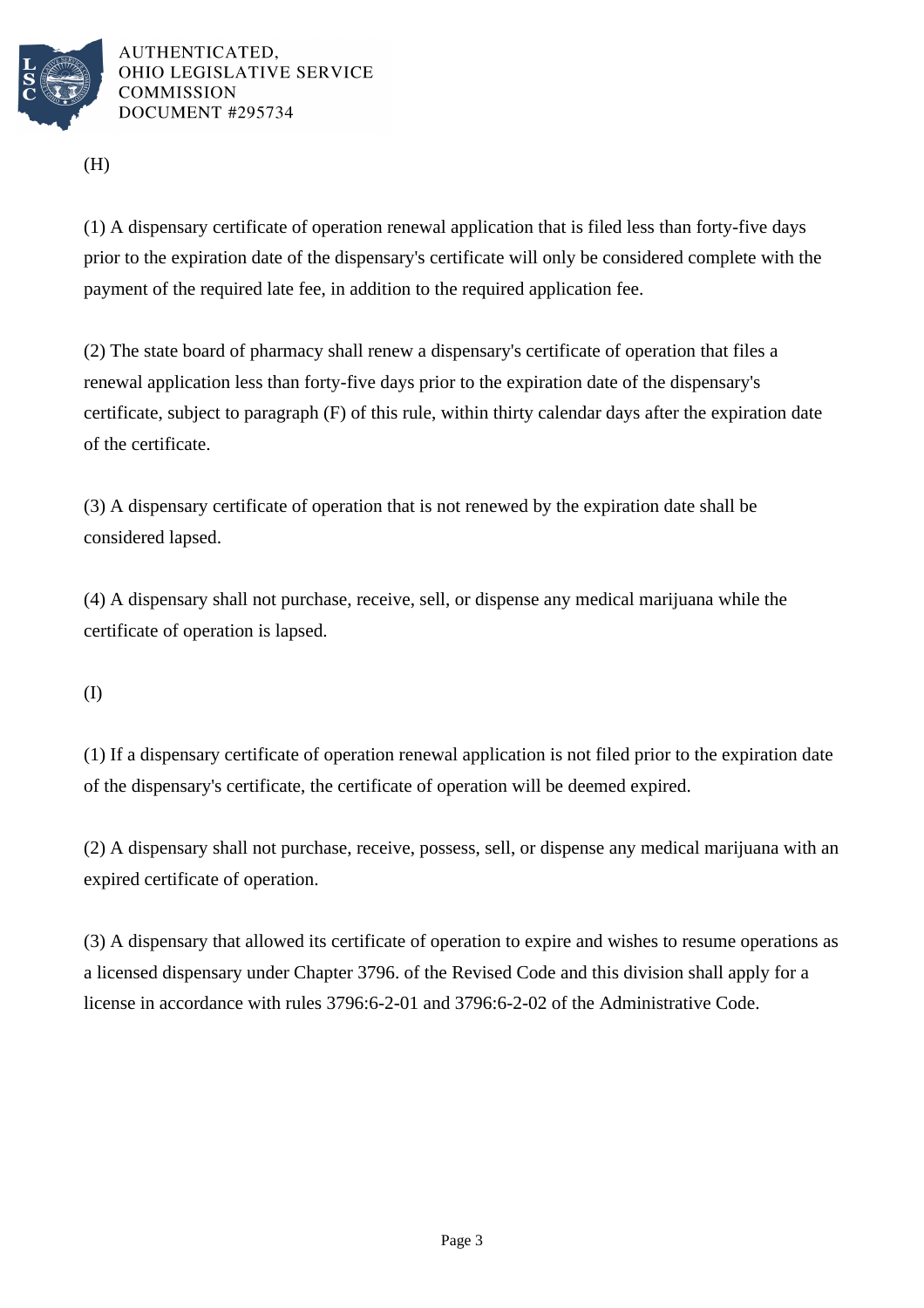(H)

(1) A dispensary certificate of operation renewal application that is filed less than forty-five days prior to the expiration date of the dispensary's certificate will only be considered complete with the payment of the required late fee, in addition to the required application fee.

(2) The state board of pharmacy shall renew a dispensary's certificate of operation that files a renewal application less than forty-five days prior to the expiration date of the dispensary's certificate, subject to paragraph (F) of this rule, within thirty calendar days after the expiration date of the certificate.

(3) A dispensary certificate of operation that is not renewed by the expiration date shall be considered lapsed.

(4) A dispensary shall not purchase, receive, sell, or dispense any medical marijuana while the certificate of operation is lapsed.

(I)

(1) If a dispensary certificate of operation renewal application is not filed prior to the expiration date of the dispensary's certificate, the certificate of operation will be deemed expired.

(2) A dispensary shall not purchase, receive, possess, sell, or dispense any medical marijuana with an expired certificate of operation.

(3) A dispensary that allowed its certificate of operation to expire and wishes to resume operations as a licensed dispensary under Chapter 3796. of the Revised Code and this division shall apply for a license in accordance with rules 3796:6-2-01 and 3796:6-2-02 of the Administrative Code.